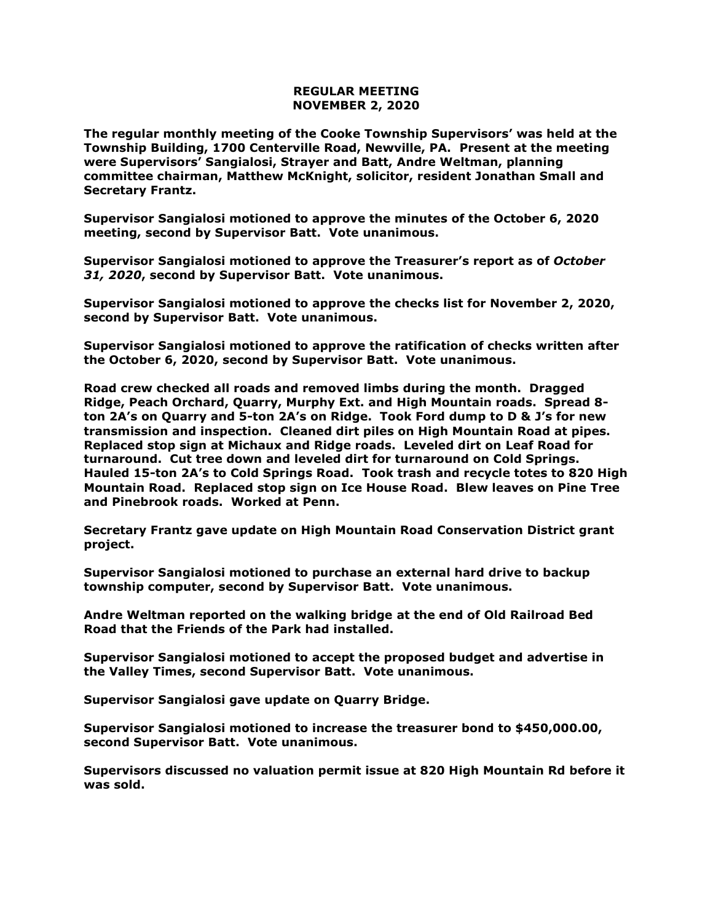**REGULAR MEETING**
**NOVEMBER 2, 2020**

**The regular monthly meeting of the Cooke Township Supervisors' was held at the Township Building, 1700 Centerville Road, Newville, PA. Present at the meeting were Supervisors' Sangialosi, Strayer and Batt, Andre Weltman, planning committee chairman, Matthew McKnight, solicitor, resident Jonathan Small and Secretary Frantz.**

**Supervisor Sangialosi motioned to approve the minutes of the October 6, 2020 meeting, second by Supervisor Batt. Vote unanimous.**

**Supervisor Sangialosi motioned to approve the Treasurer's report as of *October 31, 2020*, second by Supervisor Batt. Vote unanimous.**

**Supervisor Sangialosi motioned to approve the checks list for November 2, 2020, second by Supervisor Batt. Vote unanimous.**

**Supervisor Sangialosi motioned to approve the ratification of checks written after the October 6, 2020, second by Supervisor Batt. Vote unanimous.**

**Road crew checked all roads and removed limbs during the month. Dragged Ridge, Peach Orchard, Quarry, Murphy Ext. and High Mountain roads. Spread 8-ton 2A's on Quarry and 5-ton 2A's on Ridge. Took Ford dump to D & J's for new transmission and inspection. Cleaned dirt piles on High Mountain Road at pipes. Replaced stop sign at Michaux and Ridge roads. Leveled dirt on Leaf Road for turnaround. Cut tree down and leveled dirt for turnaround on Cold Springs. Hauled 15-ton 2A's to Cold Springs Road. Took trash and recycle totes to 820 High Mountain Road. Replaced stop sign on Ice House Road. Blew leaves on Pine Tree and Pinebrook roads. Worked at Penn.**

**Secretary Frantz gave update on High Mountain Road Conservation District grant project.**

**Supervisor Sangialosi motioned to purchase an external hard drive to backup township computer, second by Supervisor Batt. Vote unanimous.**

**Andre Weltman reported on the walking bridge at the end of Old Railroad Bed Road that the Friends of the Park had installed.**

**Supervisor Sangialosi motioned to accept the proposed budget and advertise in the Valley Times, second Supervisor Batt. Vote unanimous.**

**Supervisor Sangialosi gave update on Quarry Bridge.**

**Supervisor Sangialosi motioned to increase the treasurer bond to $450,000.00, second Supervisor Batt. Vote unanimous.**

**Supervisors discussed no valuation permit issue at 820 High Mountain Rd before it was sold.**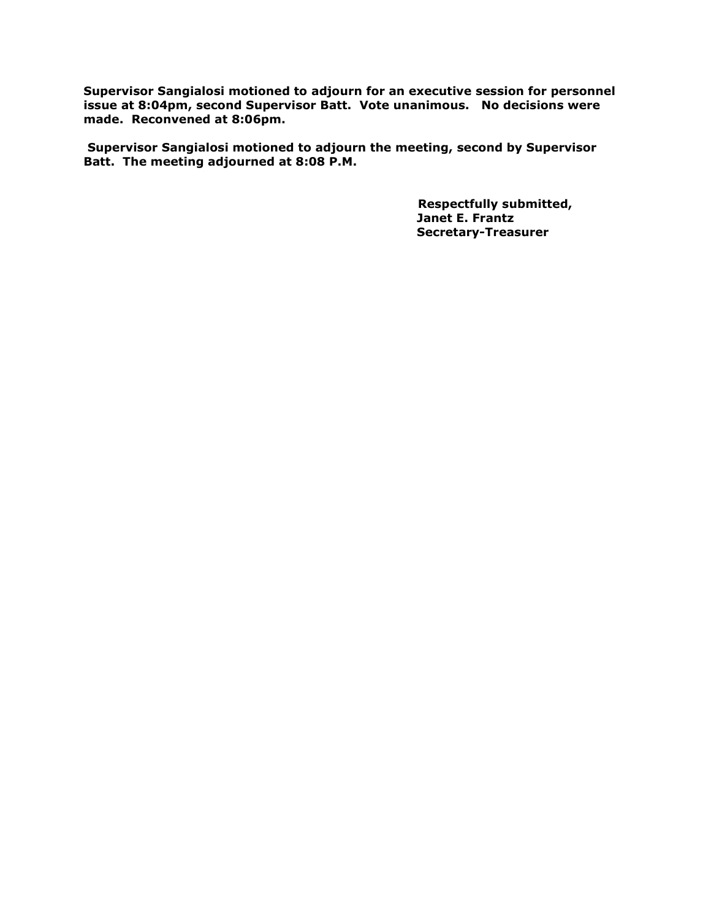**Supervisor Sangialosi motioned to adjourn for an executive session for personnel issue at 8:04pm, second Supervisor Batt. Vote unanimous. No decisions were made. Reconvened at 8:06pm.**

**Supervisor Sangialosi motioned to adjourn the meeting, second by Supervisor Batt. The meeting adjourned at 8:08 P.M.**

**Respectfully submitted,**
**Janet E. Frantz**
**Secretary-Treasurer**